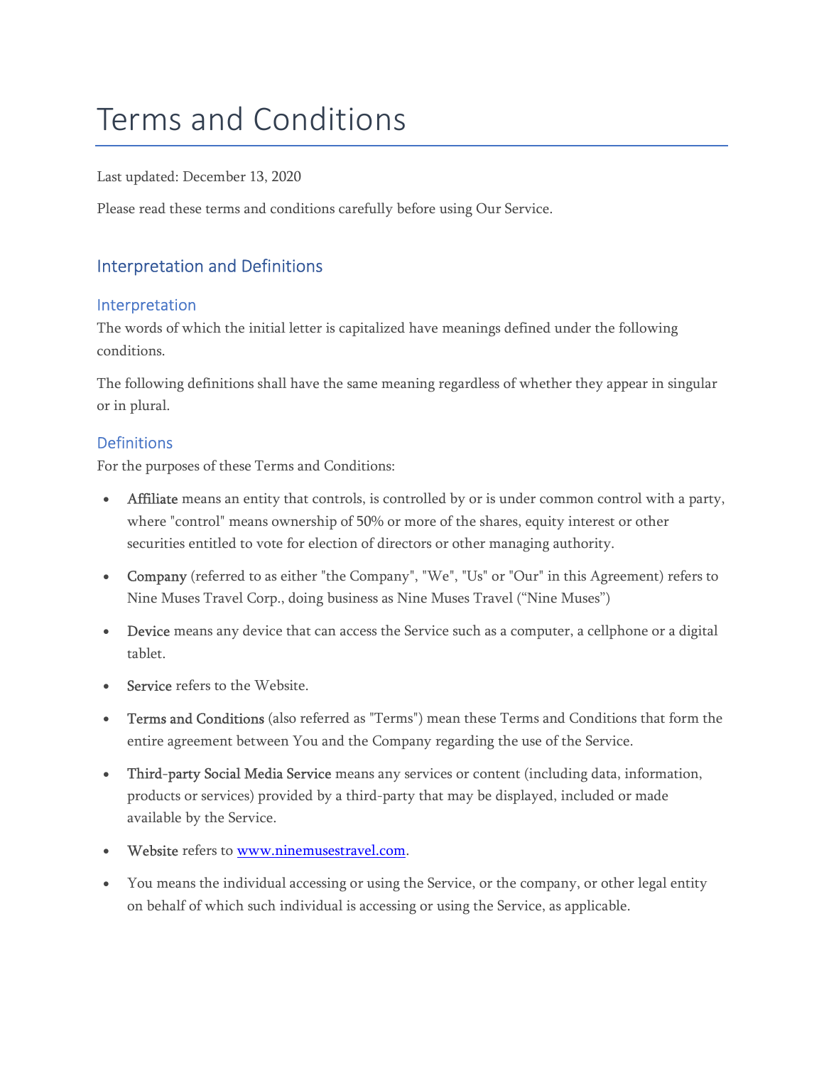# Terms and Conditions

Last updated: December 13, 2020

Please read these terms and conditions carefully before using Our Service.

## Interpretation and Definitions

### Interpretation

The words of which the initial letter is capitalized have meanings defined under the following conditions.

The following definitions shall have the same meaning regardless of whether they appear in singular or in plural.

### Definitions

For the purposes of these Terms and Conditions:

- **Affiliate** means an entity that controls, is controlled by or is under common control with a party, where "control" means ownership of 50% or more of the shares, equity interest or other securities entitled to vote for election of directors or other managing authority.
- **Company** (referred to as either "the Company", "We", "Us" or "Our" in this Agreement) refers to Nine Muses Travel Corp., doing business as Nine Muses Travel ("Nine Muses")
- **Device** means any device that can access the Service such as a computer, a cellphone or a digital tablet.
- **Service** refers to the Website.
- **Terms and Conditions** (also referred as "Terms") mean these Terms and Conditions that form the entire agreement between You and the Company regarding the use of the Service.
- **Third-party Social Media Service** means any services or content (including data, information, products or services) provided by a third-party that may be displayed, included or made available by the Service.
- **Website** refers to [www.ninemusestravel.com](http://www.ninemusestravel.com).
- You means the individual accessing or using the Service, or the company, or other legal entity on behalf of which such individual is accessing or using the Service, as applicable.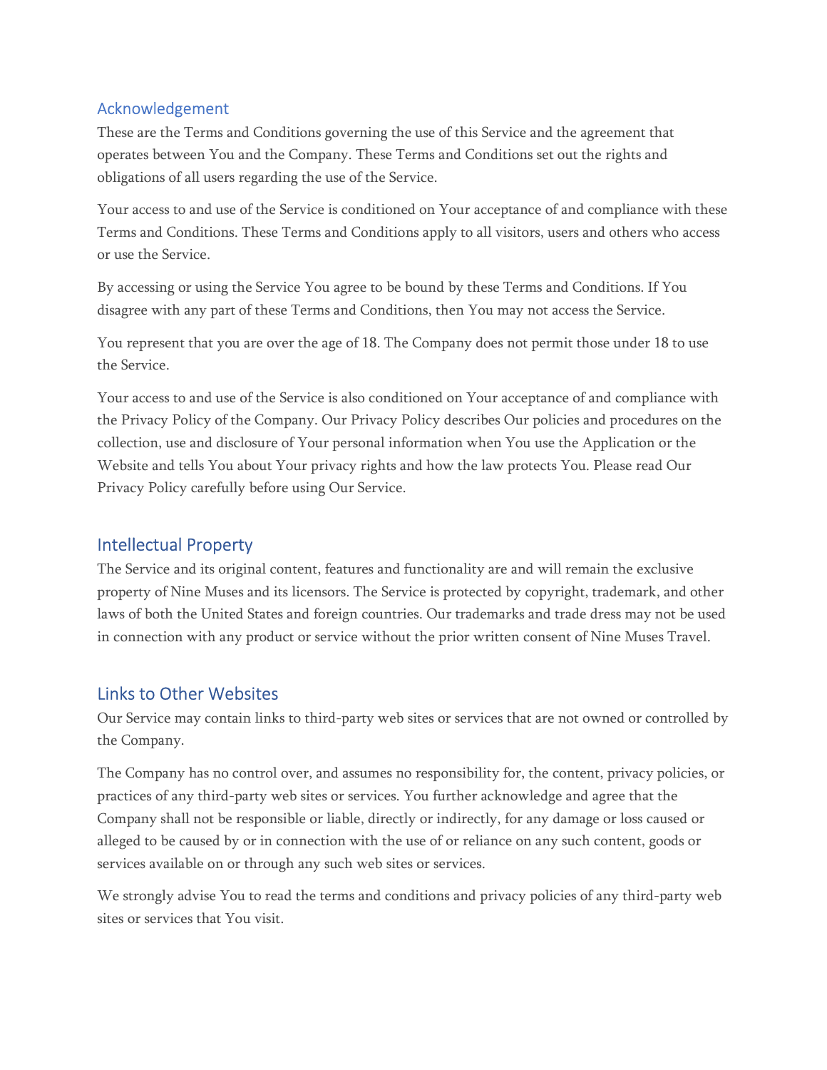## Acknowledgement

These are the Terms and Conditions governing the use of this Service and the agreement that operates between You and the Company. These Terms and Conditions set out the rights and obligations of all users regarding the use of the Service.

Your access to and use of the Service is conditioned on Your acceptance of and compliance with these Terms and Conditions. These Terms and Conditions apply to all visitors, users and others who access or use the Service.

By accessing or using the Service You agree to be bound by these Terms and Conditions. If You disagree with any part of these Terms and Conditions, then You may not access the Service.

You represent that you are over the age of 18. The Company does not permit those under 18 to use the Service.

Your access to and use of the Service is also conditioned on Your acceptance of and compliance with the Privacy Policy of the Company. Our Privacy Policy describes Our policies and procedures on the collection, use and disclosure of Your personal information when You use the Application or the Website and tells You about Your privacy rights and how the law protects You. Please read Our Privacy Policy carefully before using Our Service.

## Intellectual Property

The Service and its original content, features and functionality are and will remain the exclusive property of Nine Muses and its licensors. The Service is protected by copyright, trademark, and other laws of both the United States and foreign countries. Our trademarks and trade dress may not be used in connection with any product or service without the prior written consent of Nine Muses Travel.

## Links to Other Websites

Our Service may contain links to third-party web sites or services that are not owned or controlled by the Company.

The Company has no control over, and assumes no responsibility for, the content, privacy policies, or practices of any third-party web sites or services. You further acknowledge and agree that the Company shall not be responsible or liable, directly or indirectly, for any damage or loss caused or alleged to be caused by or in connection with the use of or reliance on any such content, goods or services available on or through any such web sites or services.

We strongly advise You to read the terms and conditions and privacy policies of any third-party web sites or services that You visit.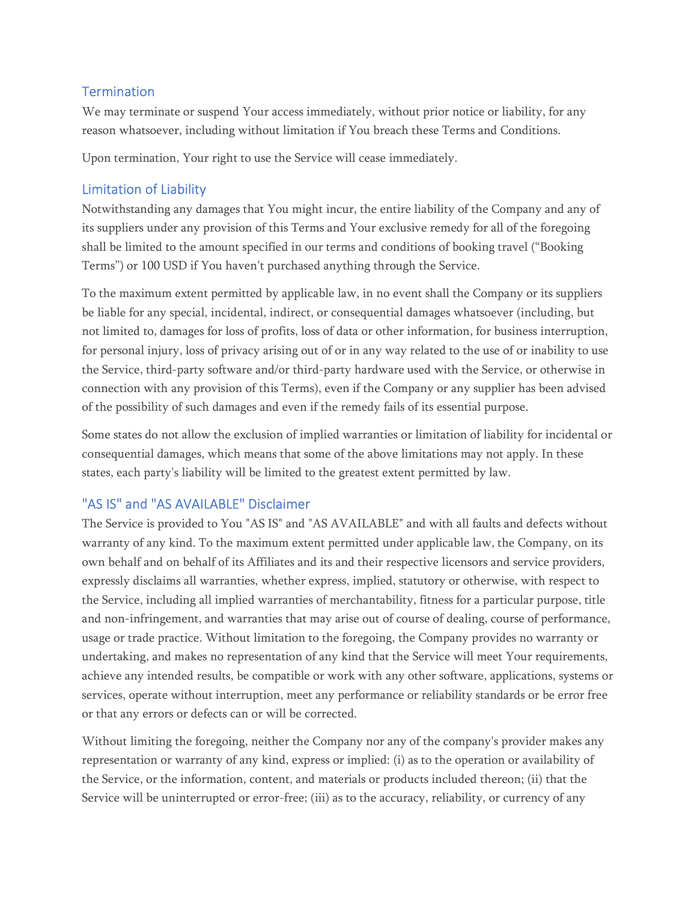## Termination

We may terminate or suspend Your access immediately, without prior notice or liability, for any reason whatsoever, including without limitation if You breach these Terms and Conditions.

Upon termination, Your right to use the Service will cease immediately.

## Limitation of Liability

Notwithstanding any damages that You might incur, the entire liability of the Company and any of its suppliers under any provision of this Terms and Your exclusive remedy for all of the foregoing shall be limited to the amount specified in our terms and conditions of booking travel ("Booking Terms") or 100 USD if You haven't purchased anything through the Service.

To the maximum extent permitted by applicable law, in no event shall the Company or its suppliers be liable for any special, incidental, indirect, or consequential damages whatsoever (including, but not limited to, damages for loss of profits, loss of data or other information, for business interruption, for personal injury, loss of privacy arising out of or in any way related to the use of or inability to use the Service, third-party software and/or third-party hardware used with the Service, or otherwise in connection with any provision of this Terms), even if the Company or any supplier has been advised of the possibility of such damages and even if the remedy fails of its essential purpose.

Some states do not allow the exclusion of implied warranties or limitation of liability for incidental or consequential damages, which means that some of the above limitations may not apply. In these states, each party's liability will be limited to the greatest extent permitted by law.

## "AS IS" and "AS AVAILABLE" Disclaimer

The Service is provided to You "AS IS" and "AS AVAILABLE" and with all faults and defects without warranty of any kind. To the maximum extent permitted under applicable law, the Company, on its own behalf and on behalf of its Affiliates and its and their respective licensors and service providers, expressly disclaims all warranties, whether express, implied, statutory or otherwise, with respect to the Service, including all implied warranties of merchantability, fitness for a particular purpose, title and non-infringement, and warranties that may arise out of course of dealing, course of performance, usage or trade practice. Without limitation to the foregoing, the Company provides no warranty or undertaking, and makes no representation of any kind that the Service will meet Your requirements, achieve any intended results, be compatible or work with any other software, applications, systems or services, operate without interruption, meet any performance or reliability standards or be error free or that any errors or defects can or will be corrected.

Without limiting the foregoing, neither the Company nor any of the company's provider makes any representation or warranty of any kind, express or implied: (i) as to the operation or availability of the Service, or the information, content, and materials or products included thereon; (ii) that the Service will be uninterrupted or error-free; (iii) as to the accuracy, reliability, or currency of any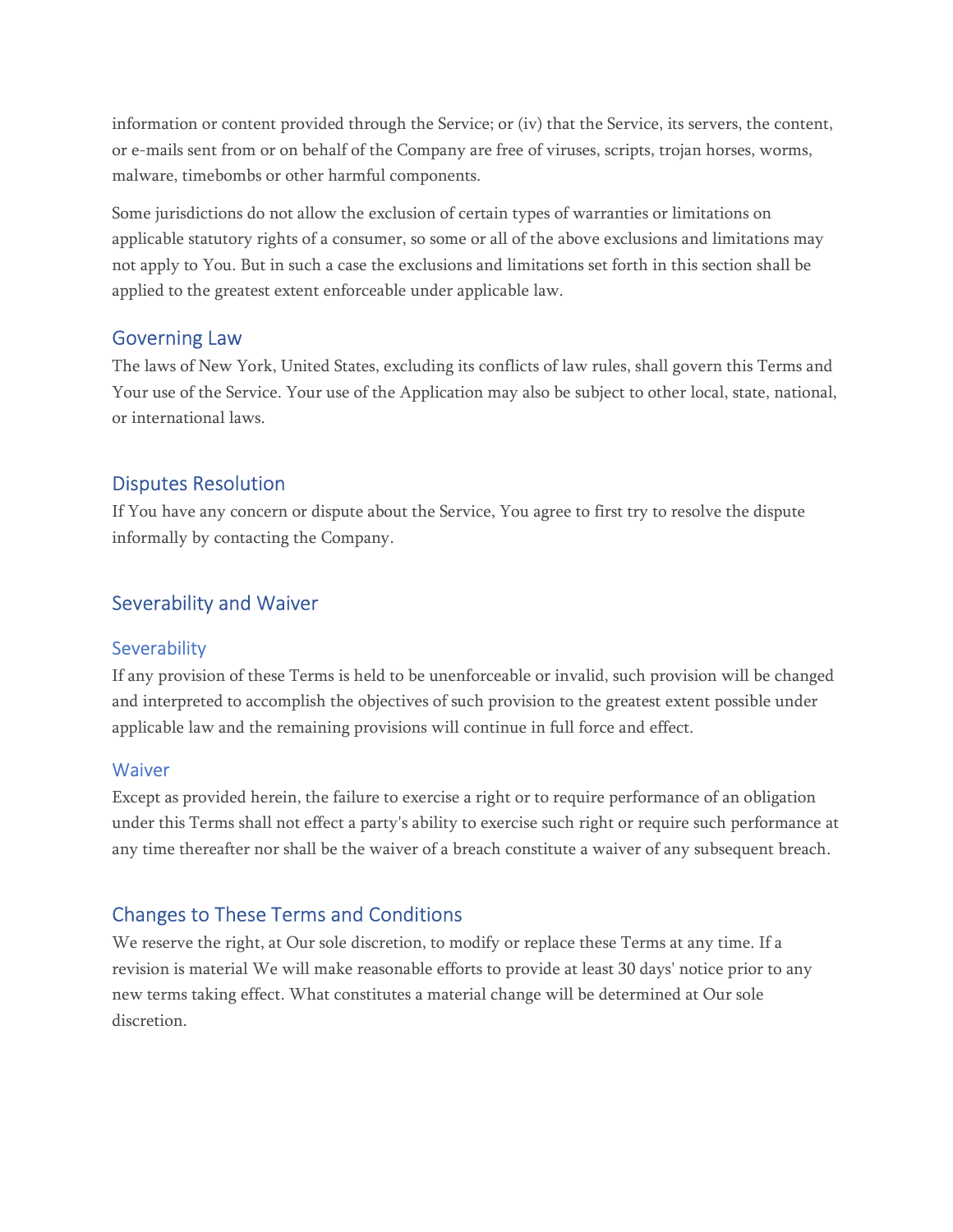information or content provided through the Service; or (iv) that the Service, its servers, the content, or e-mails sent from or on behalf of the Company are free of viruses, scripts, trojan horses, worms, malware, timebombs or other harmful components.

Some jurisdictions do not allow the exclusion of certain types of warranties or limitations on applicable statutory rights of a consumer, so some or all of the above exclusions and limitations may not apply to You. But in such a case the exclusions and limitations set forth in this section shall be applied to the greatest extent enforceable under applicable law.

## Governing Law

The laws of New York, United States, excluding its conflicts of law rules, shall govern this Terms and Your use of the Service. Your use of the Application may also be subject to other local, state, national, or international laws.

## Disputes Resolution

If You have any concern or dispute about the Service, You agree to first try to resolve the dispute informally by contacting the Company.

## Severability and Waiver

### Severability

If any provision of these Terms is held to be unenforceable or invalid, such provision will be changed and interpreted to accomplish the objectives of such provision to the greatest extent possible under applicable law and the remaining provisions will continue in full force and effect.

### Waiver

Except as provided herein, the failure to exercise a right or to require performance of an obligation under this Terms shall not effect a party's ability to exercise such right or require such performance at any time thereafter nor shall be the waiver of a breach constitute a waiver of any subsequent breach.

## Changes to These Terms and Conditions

We reserve the right, at Our sole discretion, to modify or replace these Terms at any time. If a revision is material We will make reasonable efforts to provide at least 30 days' notice prior to any new terms taking effect. What constitutes a material change will be determined at Our sole discretion.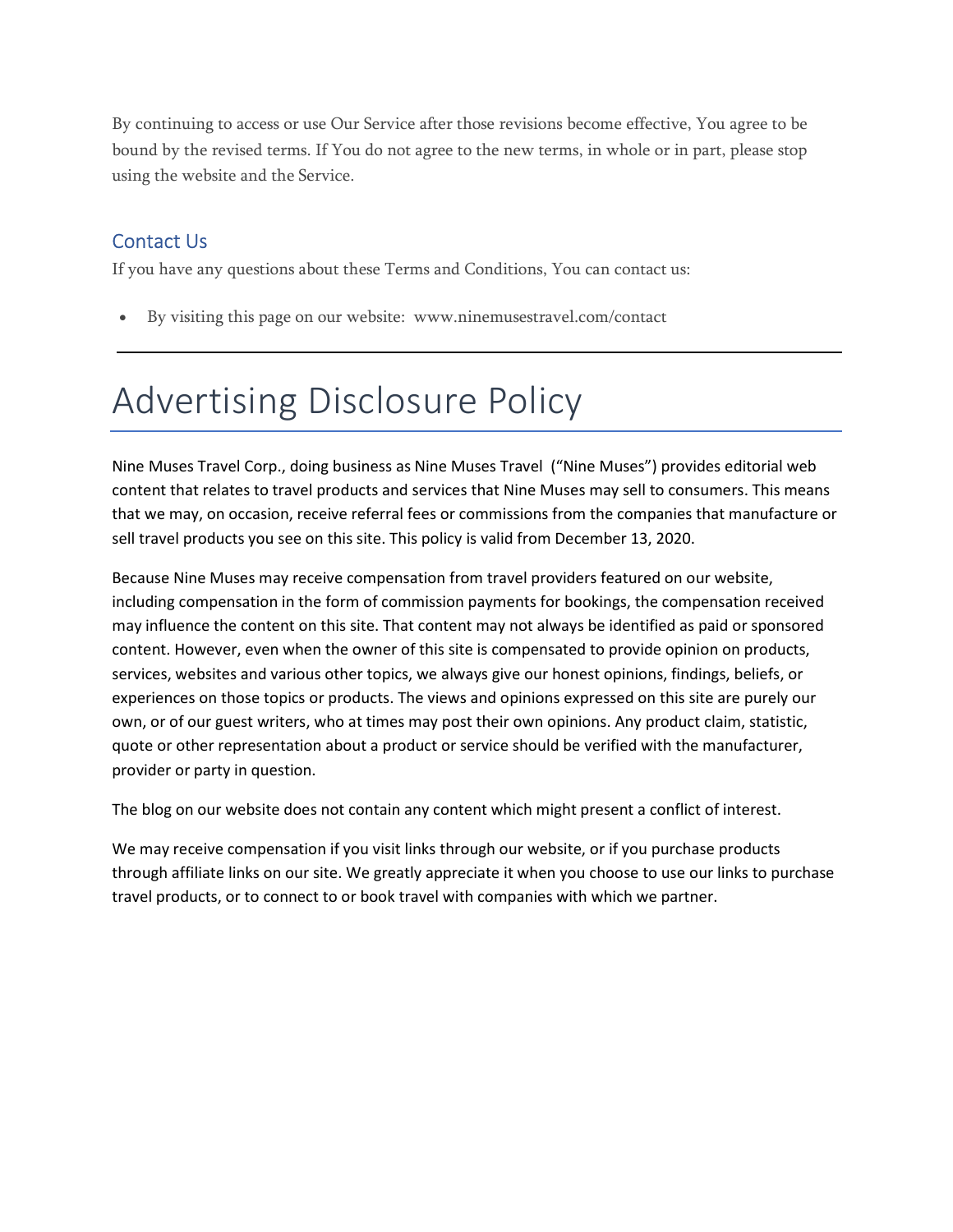By continuing to access or use Our Service after those revisions become effective, You agree to be bound by the revised terms. If You do not agree to the new terms, in whole or in part, please stop using the website and the Service.

## Contact Us

If you have any questions about these Terms and Conditions, You can contact us:

- By visiting this page on our website: www.ninemusestravel.com/contact

---

# Advertising Disclosure Policy

Nine Muses Travel Corp., doing business as Nine Muses Travel ("Nine Muses") provides editorial web content that relates to travel products and services that Nine Muses may sell to consumers. This means that we may, on occasion, receive referral fees or commissions from the companies that manufacture or sell travel products you see on this site. This policy is valid from December 13, 2020.

Because Nine Muses may receive compensation from travel providers featured on our website, including compensation in the form of commission payments for bookings, the compensation received may influence the content on this site. That content may not always be identified as paid or sponsored content. However, even when the owner of this site is compensated to provide opinion on products, services, websites and various other topics, we always give our honest opinions, findings, beliefs, or experiences on those topics or products. The views and opinions expressed on this site are purely our own, or of our guest writers, who at times may post their own opinions. Any product claim, statistic, quote or other representation about a product or service should be verified with the manufacturer, provider or party in question.

The blog on our website does not contain any content which might present a conflict of interest.

We may receive compensation if you visit links through our website, or if you purchase products through affiliate links on our site. We greatly appreciate it when you choose to use our links to purchase travel products, or to connect to or book travel with companies with which we partner.